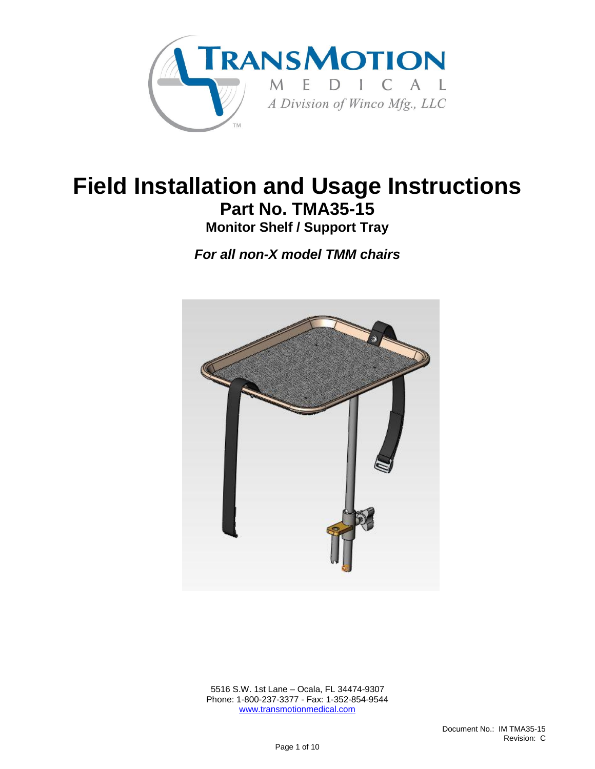TRANSMOTION MEDICAL

A Division of Winco Mfg., LLC

# Field Installation and Usage Instructions

## Part No. TMA35-15

### Monitor Shelf / Support Tray

***For all non-X model TMM chairs***

5516 S.W. 1st Lane – Ocala, FL 34474-9307
Phone: 1-800-237-3377 - Fax: 1-352-854-9544
www.transmotionmedical.com

Document No.: IM TMA35-15
Revision: C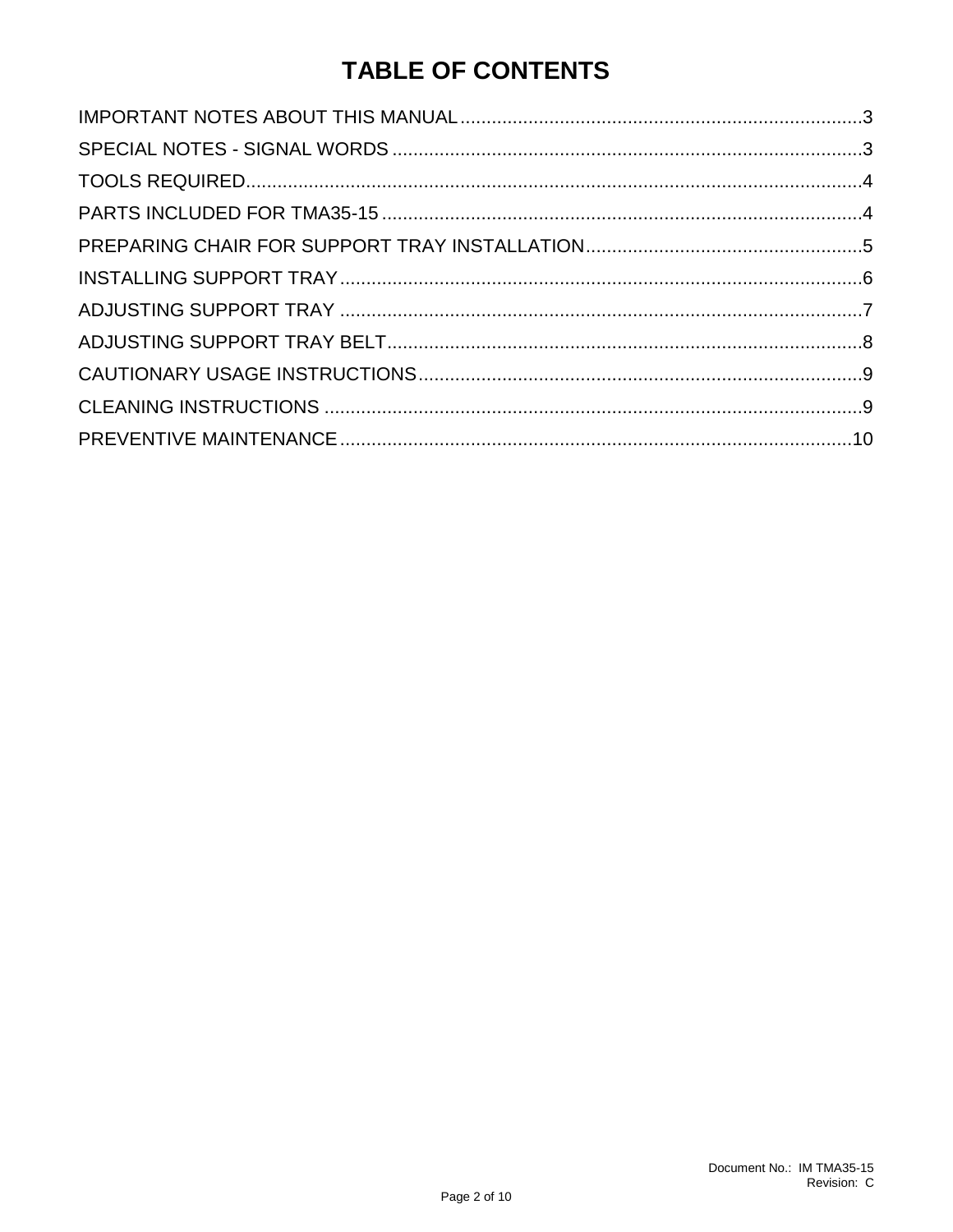# TABLE OF CONTENTS

IMPORTANT NOTES ABOUT THIS MANUAL ............................................................................ 3

SPECIAL NOTES - SIGNAL WORDS ........................................................................................ 3

TOOLS REQUIRED ................................................................................................................ 4

PARTS INCLUDED FOR TMA35-15 .......................................................................................... 4

PREPARING CHAIR FOR SUPPORT TRAY INSTALLATION ..................................................... 5

INSTALLING SUPPORT TRAY ................................................................................................ 6

ADJUSTING SUPPORT TRAY ................................................................................................ 7

ADJUSTING SUPPORT TRAY BELT ........................................................................................ 8

CAUTIONARY USAGE INSTRUCTIONS .................................................................................. 9

CLEANING INSTRUCTIONS .................................................................................................. 9

PREVENTIVE MAINTENANCE ................................................................................................ 10

Document No.: IM TMA35-15
Revision: C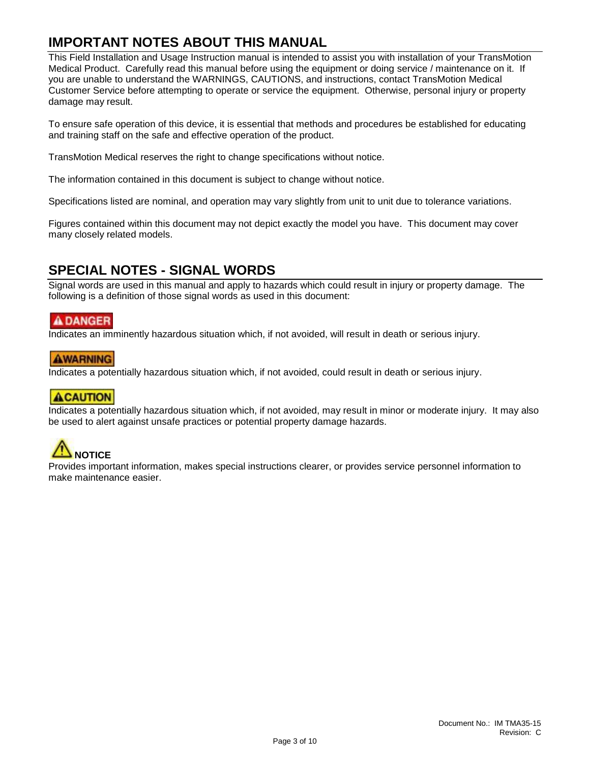## IMPORTANT NOTES ABOUT THIS MANUAL

This Field Installation and Usage Instruction manual is intended to assist you with installation of your TransMotion Medical Product. Carefully read this manual before using the equipment or doing service / maintenance on it. If you are unable to understand the WARNINGS, CAUTIONS, and instructions, contact TransMotion Medical Customer Service before attempting to operate or service the equipment. Otherwise, personal injury or property damage may result.

To ensure safe operation of this device, it is essential that methods and procedures be established for educating and training staff on the safe and effective operation of the product.

TransMotion Medical reserves the right to change specifications without notice.

The information contained in this document is subject to change without notice.

Specifications listed are nominal, and operation may vary slightly from unit to unit due to tolerance variations.

Figures contained within this document may not depict exactly the model you have. This document may cover many closely related models.

## SPECIAL NOTES - SIGNAL WORDS

Signal words are used in this manual and apply to hazards which could result in injury or property damage. The following is a definition of those signal words as used in this document:

**⚠ DANGER**

Indicates an imminently hazardous situation which, if not avoided, will result in death or serious injury.

**⚠ WARNING**

Indicates a potentially hazardous situation which, if not avoided, could result in death or serious injury.

**⚠ CAUTION**

Indicates a potentially hazardous situation which, if not avoided, may result in minor or moderate injury. It may also be used to alert against unsafe practices or potential property damage hazards.

**⚠ NOTICE**

Provides important information, makes special instructions clearer, or provides service personnel information to make maintenance easier.

Document No.: IM TMA35-15
Revision: C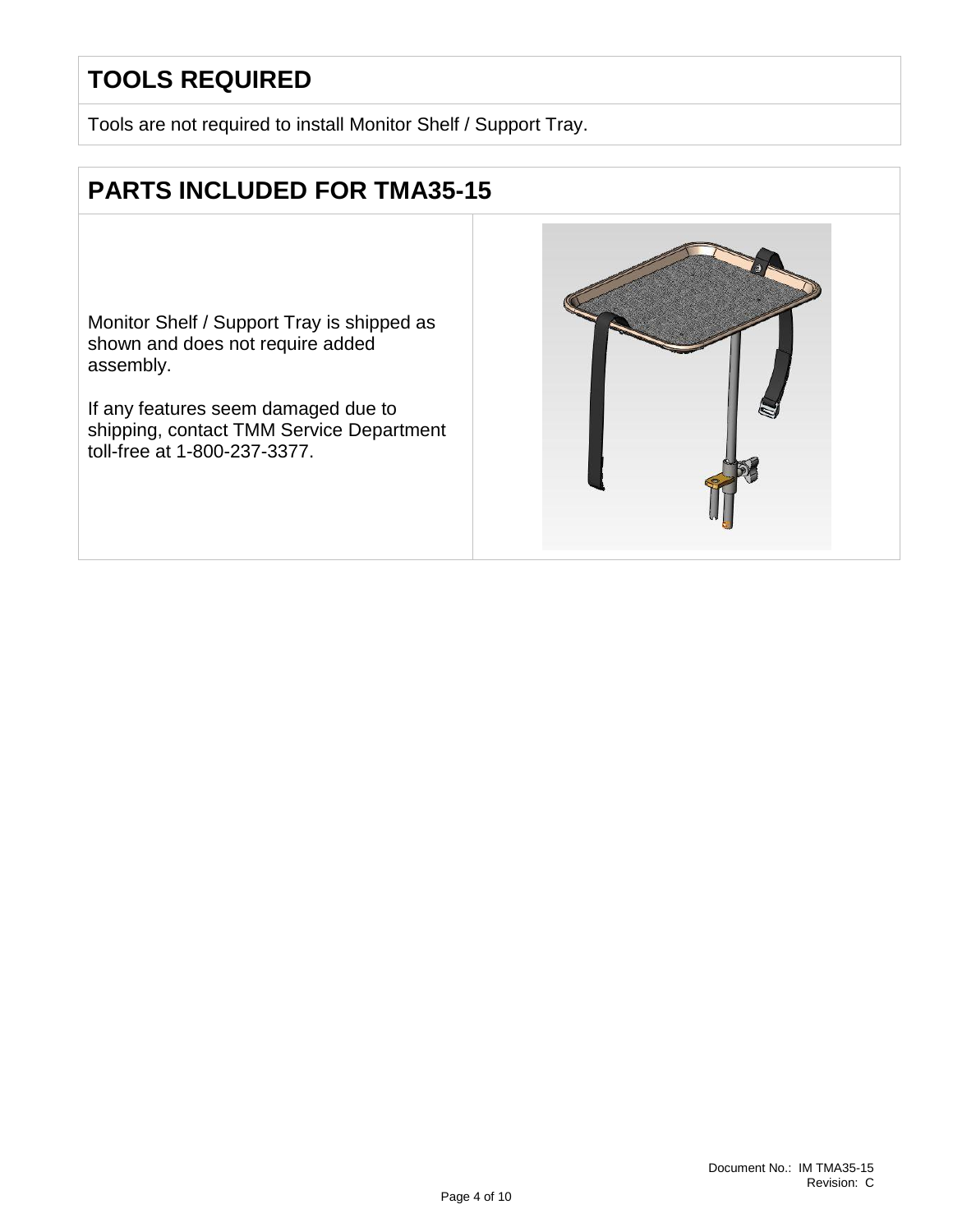## TOOLS REQUIRED

Tools are not required to install Monitor Shelf / Support Tray.

## PARTS INCLUDED FOR TMA35-15

Monitor Shelf / Support Tray is shipped as shown and does not require added assembly.

If any features seem damaged due to shipping, contact TMM Service Department toll-free at 1-800-237-3377.

Document No.: IM TMA35-15
Revision: C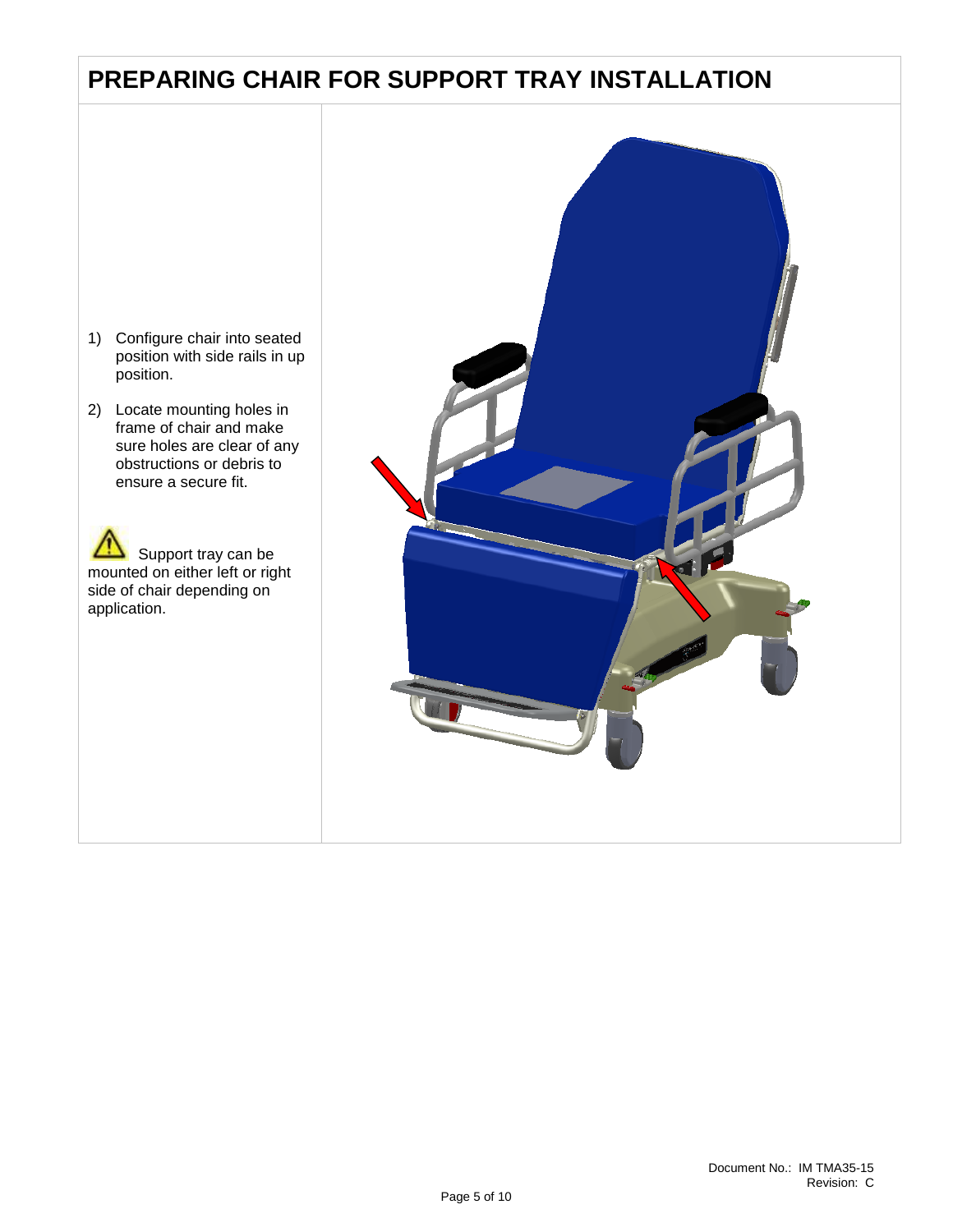# PREPARING CHAIR FOR SUPPORT TRAY INSTALLATION

1) Configure chair into seated position with side rails in up position.

2) Locate mounting holes in frame of chair and make sure holes are clear of any obstructions or debris to ensure a secure fit.

⚠ Support tray can be mounted on either left or right side of chair depending on application.

Document No.: IM TMA35-15
Revision: C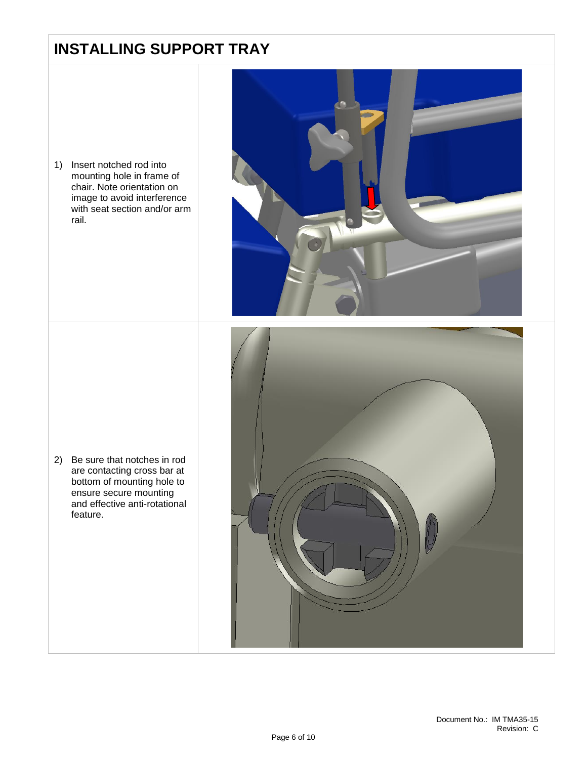# INSTALLING SUPPORT TRAY

1) Insert notched rod into mounting hole in frame of chair. Note orientation on image to avoid interference with seat section and/or arm rail.

2) Be sure that notches in rod are contacting cross bar at bottom of mounting hole to ensure secure mounting and effective anti-rotational feature.

Document No.: IM TMA35-15
Revision: C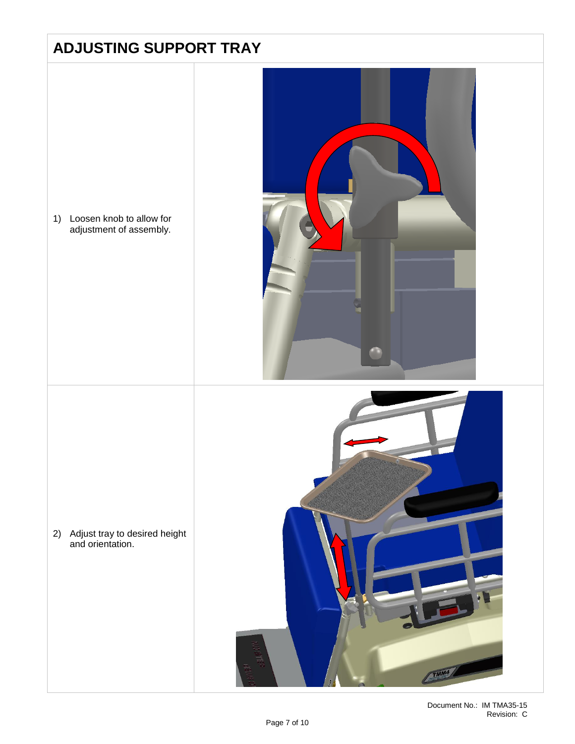## ADJUSTING SUPPORT TRAY

1) Loosen knob to allow for adjustment of assembly.

2) Adjust tray to desired height and orientation.

Document No.: IM TMA35-15
Revision: C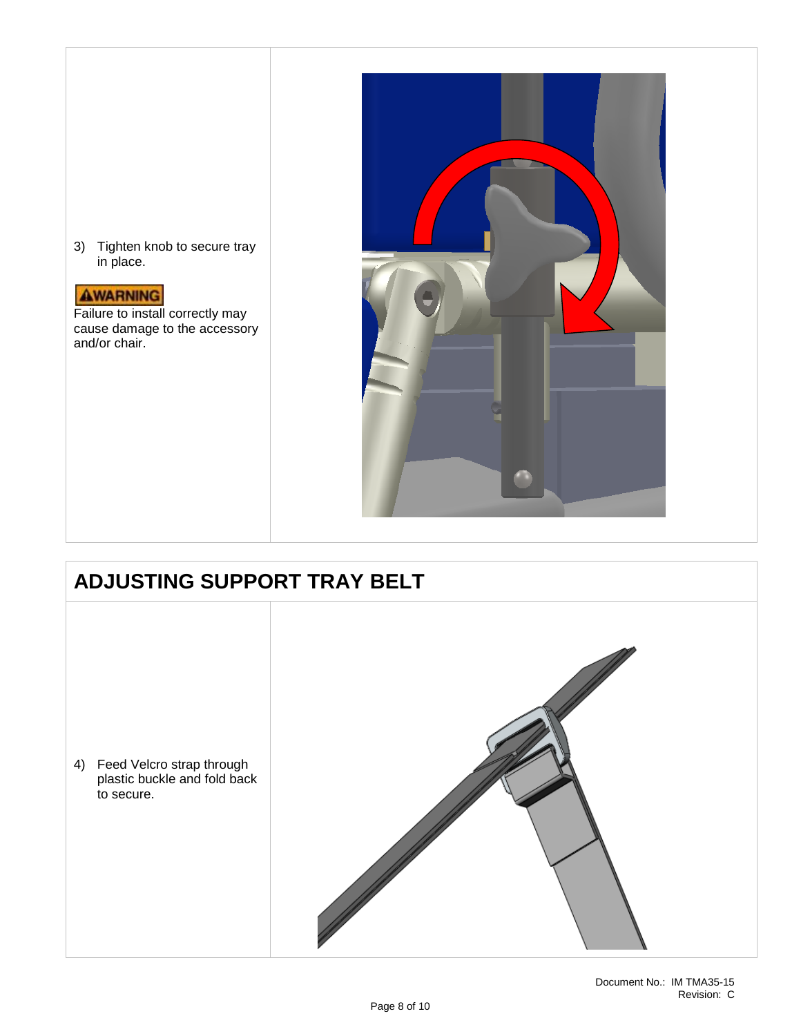3) Tighten knob to secure tray in place.

**⚠WARNING**

Failure to install correctly may cause damage to the accessory and/or chair.

## ADJUSTING SUPPORT TRAY BELT

4) Feed Velcro strap through plastic buckle and fold back to secure.

Document No.: IM TMA35-15
Revision: C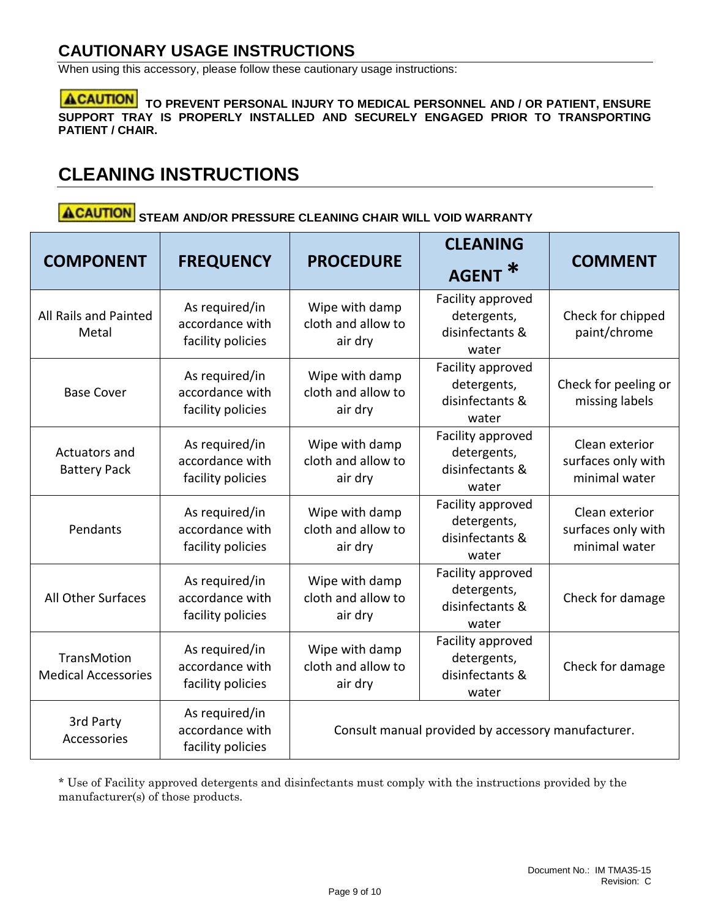## CAUTIONARY USAGE INSTRUCTIONS

When using this accessory, please follow these cautionary usage instructions:

**CAUTION TO PREVENT PERSONAL INJURY TO MEDICAL PERSONNEL AND / OR PATIENT, ENSURE SUPPORT TRAY IS PROPERLY INSTALLED AND SECURELY ENGAGED PRIOR TO TRANSPORTING PATIENT / CHAIR.**

## CLEANING INSTRUCTIONS

**CAUTION STEAM AND/OR PRESSURE CLEANING CHAIR WILL VOID WARRANTY**

| COMPONENT | FREQUENCY | PROCEDURE | CLEANING AGENT * | COMMENT |
|---|---|---|---|---|
| All Rails and Painted Metal | As required/in accordance with facility policies | Wipe with damp cloth and allow to air dry | Facility approved detergents, disinfectants & water | Check for chipped paint/chrome |
| Base Cover | As required/in accordance with facility policies | Wipe with damp cloth and allow to air dry | Facility approved detergents, disinfectants & water | Check for peeling or missing labels |
| Actuators and Battery Pack | As required/in accordance with facility policies | Wipe with damp cloth and allow to air dry | Facility approved detergents, disinfectants & water | Clean exterior surfaces only with minimal water |
| Pendants | As required/in accordance with facility policies | Wipe with damp cloth and allow to air dry | Facility approved detergents, disinfectants & water | Clean exterior surfaces only with minimal water |
| All Other Surfaces | As required/in accordance with facility policies | Wipe with damp cloth and allow to air dry | Facility approved detergents, disinfectants & water | Check for damage |
| TransMotion Medical Accessories | As required/in accordance with facility policies | Wipe with damp cloth and allow to air dry | Facility approved detergents, disinfectants & water | Check for damage |
| 3rd Party Accessories | As required/in accordance with facility policies | Consult manual provided by accessory manufacturer. | | |

* Use of Facility approved detergents and disinfectants must comply with the instructions provided by the manufacturer(s) of those products.

Document No.: IM TMA35-15
Revision: C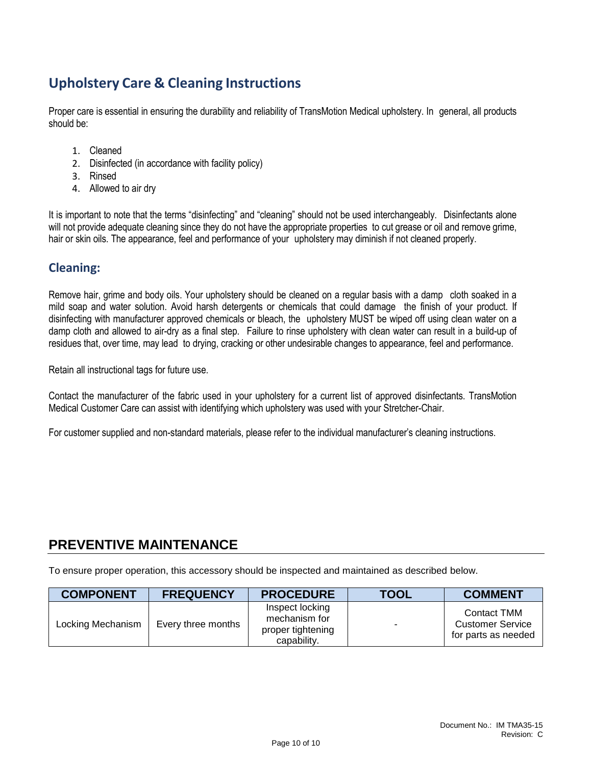## Upholstery Care & Cleaning Instructions

Proper care is essential in ensuring the durability and reliability of TransMotion Medical upholstery. In general, all products should be:

1. Cleaned
2. Disinfected (in accordance with facility policy)
3. Rinsed
4. Allowed to air dry

It is important to note that the terms “disinfecting” and “cleaning” should not be used interchangeably. Disinfectants alone will not provide adequate cleaning since they do not have the appropriate properties to cut grease or oil and remove grime, hair or skin oils. The appearance, feel and performance of your upholstery may diminish if not cleaned properly.

### Cleaning:

Remove hair, grime and body oils. Your upholstery should be cleaned on a regular basis with a damp cloth soaked in a mild soap and water solution. Avoid harsh detergents or chemicals that could damage the finish of your product. If disinfecting with manufacturer approved chemicals or bleach, the upholstery MUST be wiped off using clean water on a damp cloth and allowed to air-dry as a final step. Failure to rinse upholstery with clean water can result in a build-up of residues that, over time, may lead to drying, cracking or other undesirable changes to appearance, feel and performance.

Retain all instructional tags for future use.

Contact the manufacturer of the fabric used in your upholstery for a current list of approved disinfectants. TransMotion Medical Customer Care can assist with identifying which upholstery was used with your Stretcher-Chair.

For customer supplied and non-standard materials, please refer to the individual manufacturer’s cleaning instructions.

# PREVENTIVE MAINTENANCE

To ensure proper operation, this accessory should be inspected and maintained as described below.

| COMPONENT | FREQUENCY | PROCEDURE | TOOL | COMMENT |
|---|---|---|---|---|
| Locking Mechanism | Every three months | Inspect locking mechanism for proper tightening capability. | - | Contact TMM Customer Service for parts as needed |

Document No.: IM TMA35-15
Revision: C